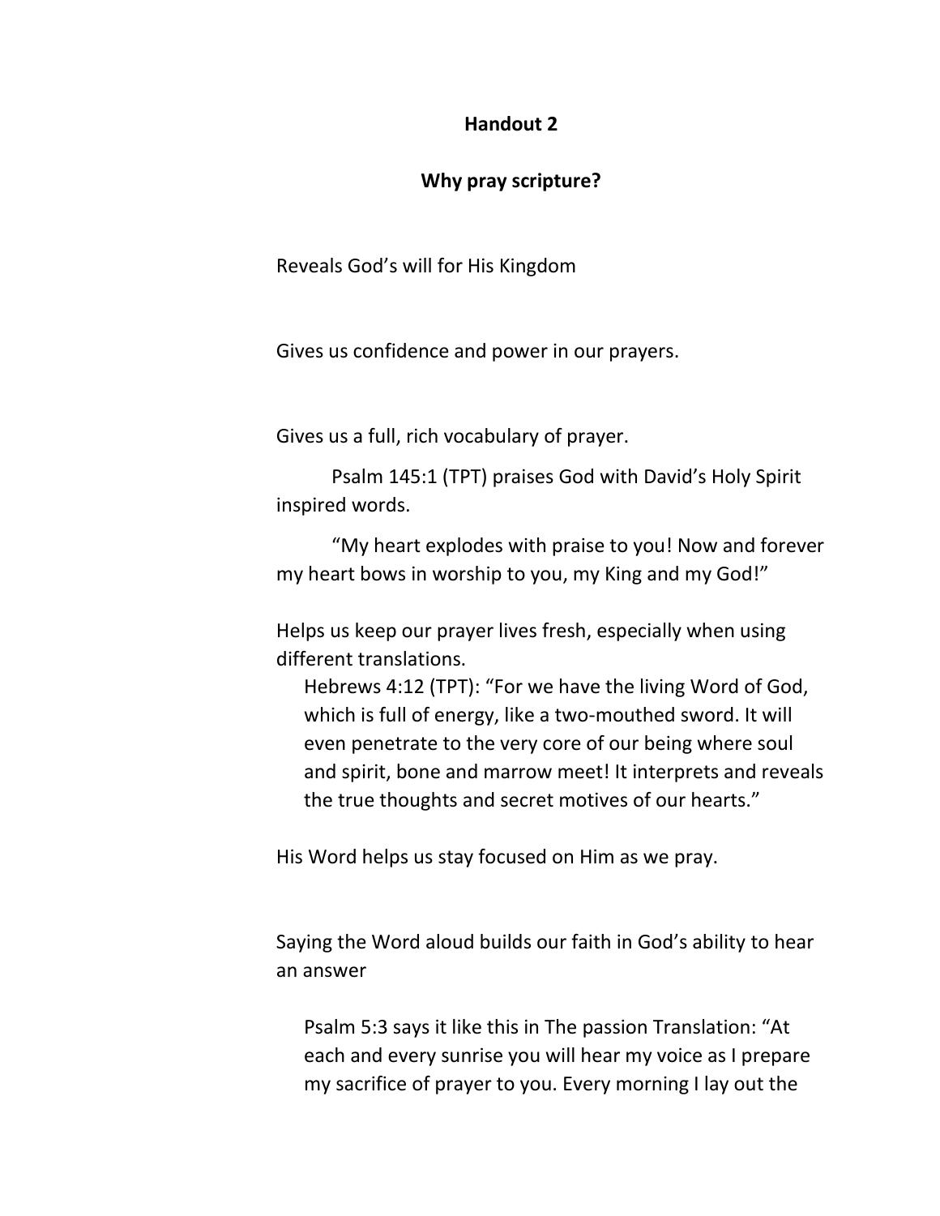## Handout 2

## Why pray scripture?

Reveals God's will for His Kingdom

Gives us confidence and power in our prayers.

Gives us a full, rich vocabulary of prayer.

Psalm 145:1 (TPT) praises God with David's Holy Spirit inspired words.

"My heart explodes with praise to you! Now and forever my heart bows in worship to you, my King and my God!"

Helps us keep our prayer lives fresh, especially when using different translations.

> Hebrews 4:12 (TPT): "For we have the living Word of God, which is full of energy, like a two-mouthed sword. It will even penetrate to the very core of our being where soul and spirit, bone and marrow meet! It interprets and reveals the true thoughts and secret motives of our hearts."

His Word helps us stay focused on Him as we pray.

Saying the Word aloud builds our faith in God's ability to hear an answer

> Psalm 5:3 says it like this in The passion Translation: "At each and every sunrise you will hear my voice as I prepare my sacrifice of prayer to you. Every morning I lay out the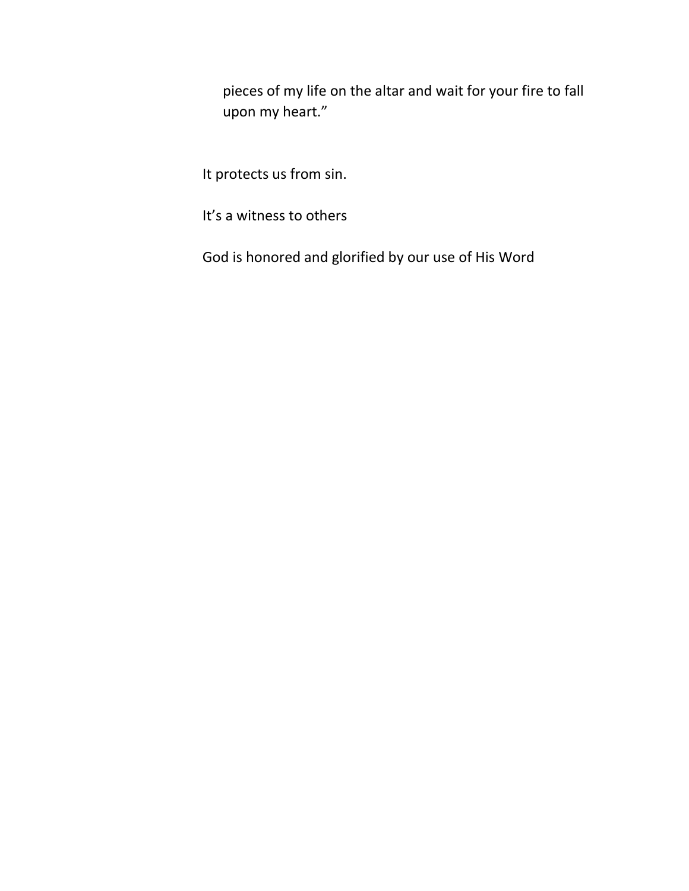> pieces of my life on the altar and wait for your fire to fall upon my heart."

It protects us from sin.

It's a witness to others

God is honored and glorified by our use of His Word